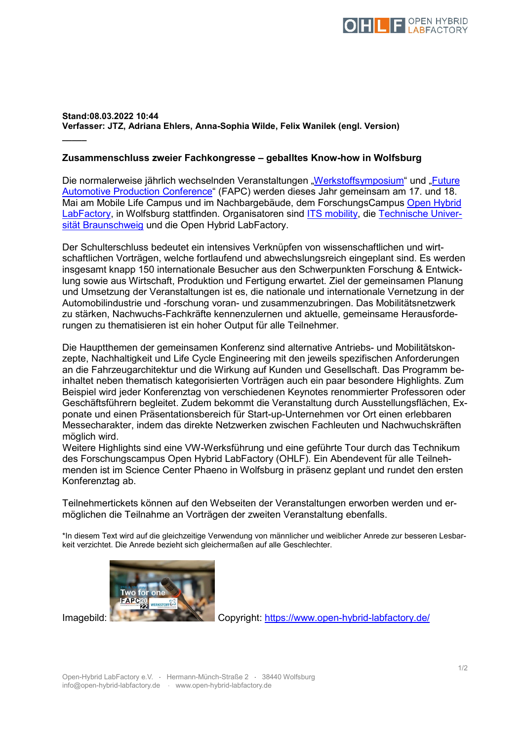**Stand:08.03.2022 10:44**
**Verfasser: JTZ, Adriana Ehlers, Anna-Sophia Wilde, Felix Wanilek (engl. Version)**

―――

**Zusammenschluss zweier Fachkongresse – geballtes Know-how in Wolfsburg**

Die normalerweise jährlich wechselnden Veranstaltungen „Werkstoffsymposium" und „Future Automotive Production Conference" (FAPC) werden dieses Jahr gemeinsam am 17. und 18. Mai am Mobile Life Campus und im Nachbargebäude, dem ForschungsCampus Open Hybrid LabFactory, in Wolfsburg stattfinden. Organisatoren sind ITS mobility, die Technische Universität Braunschweig und die Open Hybrid LabFactory.

Der Schulterschluss bedeutet ein intensives Verknüpfen von wissenschaftlichen und wirtschaftlichen Vorträgen, welche fortlaufend und abwechslungsreich eingeplant sind. Es werden insgesamt knapp 150 internationale Besucher aus den Schwerpunkten Forschung & Entwicklung sowie aus Wirtschaft, Produktion und Fertigung erwartet. Ziel der gemeinsamen Planung und Umsetzung der Veranstaltungen ist es, die nationale und internationale Vernetzung in der Automobilindustrie und -forschung voran- und zusammenzubringen. Das Mobilitätsnetzwerk zu stärken, Nachwuchs-Fachkräfte kennenzulernen und aktuelle, gemeinsame Herausforderungen zu thematisieren ist ein hoher Output für alle Teilnehmer.

Die Hauptthemen der gemeinsamen Konferenz sind alternative Antriebs- und Mobilitätskonzepte, Nachhaltigkeit und Life Cycle Engineering mit den jeweils spezifischen Anforderungen an die Fahrzeugarchitektur und die Wirkung auf Kunden und Gesellschaft. Das Programm beinhaltet neben thematisch kategorisierten Vorträgen auch ein paar besondere Highlights. Zum Beispiel wird jeder Konferenztag von verschiedenen Keynotes renommierter Professoren oder Geschäftsführern begleitet. Zudem bekommt die Veranstaltung durch Ausstellungsflächen, Exponate und einen Präsentationsbereich für Start-up-Unternehmen vor Ort einen erlebbaren Messecharakter, indem das direkte Netzwerken zwischen Fachleuten und Nachwuchskräften möglich wird.
Weitere Highlights sind eine VW-Werksführung und eine geführte Tour durch das Technikum des Forschungscampus Open Hybrid LabFactory (OHLF). Ein Abendevent für alle Teilnehmenden ist im Science Center Phaeno in Wolfsburg in präsenz geplant und rundet den ersten Konferenztag ab.

Teilnehmertickets können auf den Webseiten der Veranstaltungen erworben werden und ermöglichen die Teilnahme an Vorträgen der zweiten Veranstaltung ebenfalls.

*In diesem Text wird auf die gleichzeitige Verwendung von männlicher und weiblicher Anrede zur besseren Lesbarkeit verzichtet. Die Anrede bezieht sich gleichermaßen auf alle Geschlechter.

Imagebild: Copyright: https://www.open-hybrid-labfactory.de/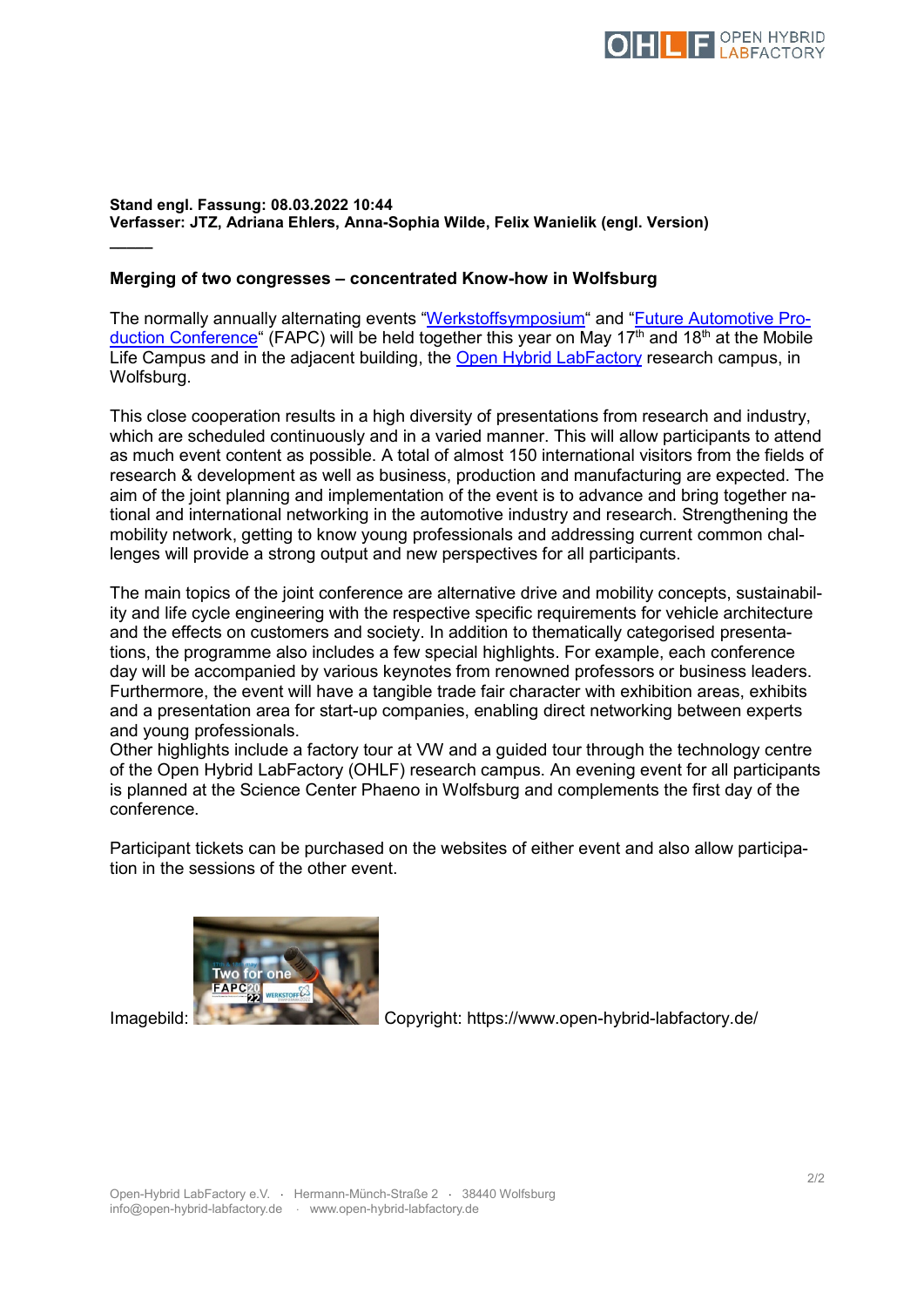**Stand engl. Fassung: 08.03.2022 10:44**
**Verfasser: JTZ, Adriana Ehlers, Anna-Sophia Wilde, Felix Wanielik (engl. Version)**

—

**Merging of two congresses – concentrated Know-how in Wolfsburg**

The normally annually alternating events “Werkstoffsymposium“ and “Future Automotive Production Conference“ (FAPC) will be held together this year on May 17th and 18th at the Mobile Life Campus and in the adjacent building, the Open Hybrid LabFactory research campus, in Wolfsburg.

This close cooperation results in a high diversity of presentations from research and industry, which are scheduled continuously and in a varied manner. This will allow participants to attend as much event content as possible. A total of almost 150 international visitors from the fields of research & development as well as business, production and manufacturing are expected. The aim of the joint planning and implementation of the event is to advance and bring together national and international networking in the automotive industry and research. Strengthening the mobility network, getting to know young professionals and addressing current common challenges will provide a strong output and new perspectives for all participants.

The main topics of the joint conference are alternative drive and mobility concepts, sustainability and life cycle engineering with the respective specific requirements for vehicle architecture and the effects on customers and society. In addition to thematically categorised presentations, the programme also includes a few special highlights. For example, each conference day will be accompanied by various keynotes from renowned professors or business leaders. Furthermore, the event will have a tangible trade fair character with exhibition areas, exhibits and a presentation area for start-up companies, enabling direct networking between experts and young professionals.
Other highlights include a factory tour at VW and a guided tour through the technology centre of the Open Hybrid LabFactory (OHLF) research campus. An evening event for all participants is planned at the Science Center Phaeno in Wolfsburg and complements the first day of the conference.

Participant tickets can be purchased on the websites of either event and also allow participation in the sessions of the other event.

Imagebild: Copyright: https://www.open-hybrid-labfactory.de/